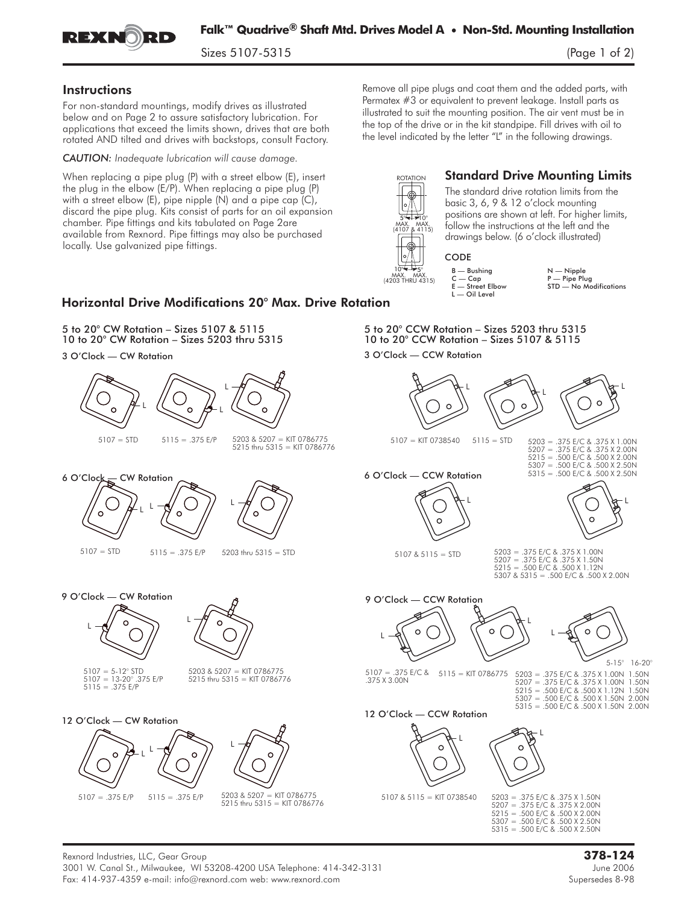# Falk™ Quadrive® Shaft Mtd. Drives Model A • Non-Std. Mounting Installation

Sizes 5107-5315

## Instructions

For non-standard mountings, modify drives as illustrated below and on Page 2 to assure satisfactory lubrication. For applications that exceed the limits shown, drives that are both rotated AND tilted and drives with backstops, consult Factory.

*CAUTION: Inadequate lubrication will cause damage.*

When replacing a pipe plug (P) with a street elbow (E), insert the plug in the elbow (E/P). When replacing a pipe plug (P) with a street elbow (E), pipe nipple (N) and a pipe cap (C), discard the pipe plug. Kits consist of parts for an oil expansion chamber. Pipe fittings and kits tabulated on Page 2are available from Rexnord. Pipe fittings may also be purchased locally. Use galvanized pipe fittings.

Remove all pipe plugs and coat them and the added parts, with Permatex #3 or equivalent to prevent leakage. Install parts as illustrated to suit the mounting position. The air vent must be in the top of the drive or in the kit standpipe. Fill drives with oil to the level indicated by the letter "L" in the following drawings.

ROTATION

5° MAX. 10° MAX. (4107 & 4115)

10° MAX. 5° MAX. (4203 THRU 4315)

## Standard Drive Mounting Limits

The standard drive rotation limits from the basic 3, 6, 9 & 12 o'clock mounting positions are shown at left. For higher limits, follow the instructions at the left and the drawings below. (6 o'clock illustrated)

**CODE**

- B — Bushing
- C — Cap
- E — Street Elbow
- L — Oil Level
- N — Nipple
- P — Pipe Plug
- STD — No Modifications

## Horizontal Drive Modifications 20° Max. Drive Rotation

### 5 to 20° CW Rotation – Sizes 5107 & 5115
### 10 to 20° CW Rotation – Sizes 5203 thru 5315

**3 O'Clock — CW Rotation**

5107 = STD

5115 = .375 E/P

5203 & 5207 = KIT 0786775
5215 thru 5315 = KIT 0786776

**6 O'Clock — CW Rotation**

5107 = STD

5115 = .375 E/P

5203 thru 5315 = STD

**9 O'Clock — CW Rotation**

5107 = 5-12° STD
5107 = 13-20° .375 E/P
5115 = .375 E/P

5203 & 5207 = KIT 0786775
5215 thru 5315 = KIT 0786776

**12 O'Clock — CW Rotation**

5107 = .375 E/P

5115 = .375 E/P

5203 & 5207 = KIT 0786775
5215 thru 5315 = KIT 0786776

### 5 to 20° CCW Rotation – Sizes 5203 thru 5315
### 10 to 20° CCW Rotation – Sizes 5107 & 5115

**3 O'Clock — CCW Rotation**

5107 = KIT 0738540

5115 = STD

5203 = .375 E/C & .375 X 1.00N
5207 = .375 E/C & .375 X 2.00N
5215 = .500 E/C & .500 X 2.00N
5307 = .500 E/C & .500 X 2.50N
5315 = .500 E/C & .500 X 2.50N

**6 O'Clock — CCW Rotation**

5107 & 5115 = STD

5203 = .375 E/C & .375 X 1.00N
5207 = .375 E/C & .375 X 1.50N
5215 = .500 E/C & .500 X 1.12N
5307 & 5315 = .500 E/C & .500 X 2.00N

**9 O'Clock — CCW Rotation**

5107 = .375 E/C & .375 X 3.00N

5115 = KIT 0786775

| | 5-15° | 16-20° |
|---|---|---|
| 5203 = .375 E/C & .375 X | 1.00N | 1.50N |
| 5207 = .375 E/C & .375 X | 1.00N | 1.50N |
| 5215 = .500 E/C & .500 X | 1.12N | 1.50N |
| 5307 = .500 E/C & .500 X | 1.50N | 2.00N |
| 5315 = .500 E/C & .500 X | 1.50N | 2.00N |

**12 O'Clock — CCW Rotation**

5107 & 5115 = KIT 0738540

5203 = .375 E/C & .375 X 1.50N
5207 = .375 E/C & .375 X 2.00N
5215 = .500 E/C & .500 X 2.00N
5307 = .500 E/C & .500 X 2.50N
5315 = .500 E/C & .500 X 2.50N

Rexnord Industries, LLC, Gear Group
3001 W. Canal St., Milwaukee, WI 53208-4200 USA Telephone: 414-342-3131
Fax: 414-937-4359 e-mail: info@rexnord.com web: www.rexnord.com

**378-124**
June 2006
Supersedes 8-98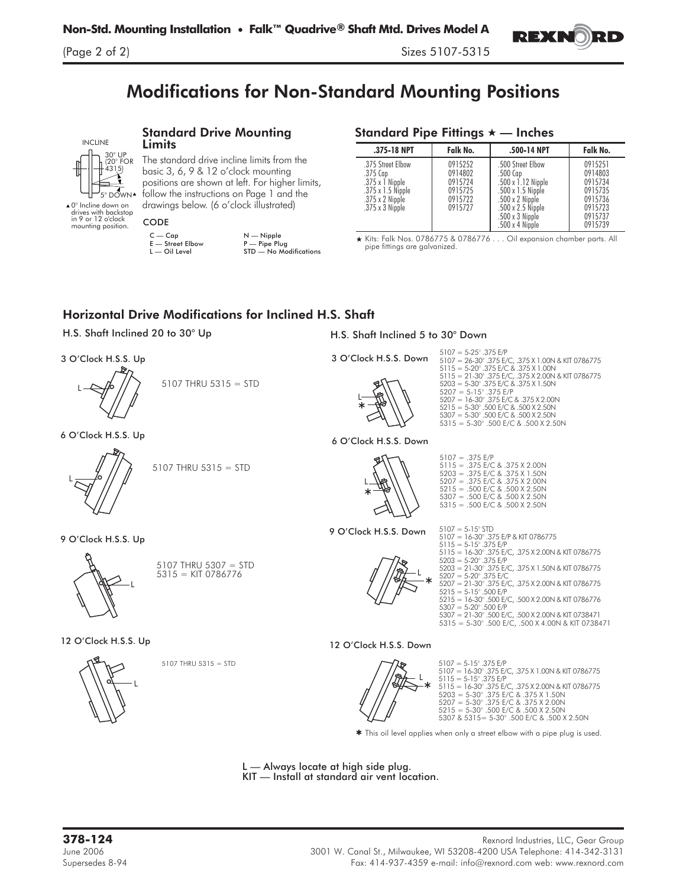# Modifications for Non-Standard Mounting Positions

INCLINE

30° UP (20° FOR 4315)

5° DOWN▲

▲0° Incline down on drives with backstop in 9 or 12 o'clock mounting position.

## Standard Drive Mounting Limits

The standard drive incline limits from the basic 3, 6, 9 & 12 o'clock mounting positions are shown at left. For higher limits, follow the instructions on Page 1 and the drawings below. (6 o'clock illustrated)

CODE

C — Cap
E — Street Elbow
L — Oil Level
N — Nipple
P — Pipe Plug
STD — No Modifications

## Standard Pipe Fittings ★ — Inches

| .375-18 NPT | Falk No. | .500-14 NPT | Falk No. |
|---|---|---|---|
| .375 Street Elbow | 0915252 | .500 Street Elbow | 0915251 |
| .375 Cap | 0914802 | .500 Cap | 0914803 |
| .375 x 1 Nipple | 0915724 | .500 x 1.12 Nipple | 0915734 |
| .375 x 1.5 Nipple | 0915725 | .500 x 1.5 Nipple | 0915735 |
| .375 x 2 Nipple | 0915722 | .500 x 2 Nipple | 0915736 |
| .375 x 3 Nipple | 0915727 | .500 x 2.5 Nipple | 0915723 |
| | | .500 x 3 Nipple | 0915737 |
| | | .500 x 4 Nipple | 0915739 |

★ Kits: Falk Nos. 0786775 & 0786776 . . . Oil expansion chamber parts. All pipe fittings are galvanized.

## Horizontal Drive Modifications for Inclined H.S. Shaft

### H.S. Shaft Inclined 20 to 30° Up

**3 O'Clock H.S.S. Up**

5107 THRU 5315 = STD

**6 O'Clock H.S.S. Up**

5107 THRU 5315 = STD

**9 O'Clock H.S.S. Up**

5107 THRU 5307 = STD
5315 = KIT 0786776

**12 O'Clock H.S.S. Up**

5107 THRU 5315 = STD

### H.S. Shaft Inclined 5 to 30° Down

**3 O'Clock H.S.S. Down**

5107 = 5-25° .375 E/P
5107 = 26-30° .375 E/C, .375 X 1.00N & KIT 0786775
5115 = 5-20° .375 E/C & .375 X 1.00N
5115 = 21-30° .375 E/C, .375 X 2.00N & KIT 0786775
5203 = 5-30° .375 E/C & .375 X 1.50N
5207 = 5-15° .375 E/P
5207 = 16-30° .375 E/C & .375 X 2.00N
5215 = 5-30° .500 E/C & .500 X 2.50N
5307 = 5-30° .500 E/C & .500 X 2.50N
5315 = 5-30° .500 E/C & .500 X 2.50N

**6 O'Clock H.S.S. Down**

5107 = .375 E/P
5115 = .375 E/C & .375 X 2.00N
5203 = .375 E/C & .375 X 1.50N
5207 = .375 E/C & .375 X 2.00N
5215 = .500 E/C & .500 X 2.50N
5307 = .500 E/C & .500 X 2.50N
5315 = .500 E/C & .500 X 2.50N

**9 O'Clock H.S.S. Down**

5107 = 5-15° STD
5107 = 16-30° .375 E/P & KIT 0786775
5115 = 5-15° .375 E/P
5115 = 16-30° .375 E/C, .375 X 2.00N & KIT 0786775
5203 = 5-20° .375 E/P
5203 = 21-30° .375 E/C, .375 X 1.50N & KIT 0786775
5207 = 5-20° .375 E/C
5207 = 21-30° .375 E/C, .375 X 2.00N & KIT 0786775
5215 = 5-15° .500 E/P
5215 = 16-30° .500 E/C, .500 X 2.00N & KIT 0786776
5307 = 5-20° .500 E/P
5307 = 21-30° .500 E/C, .500 X 2.00N & KIT 0738471
5315 = 5-30° .500 E/C, .500 X 4.00N & KIT 0738471

**12 O'Clock H.S.S. Down**

5107 = 5-15° .375 E/P
5107 = 16-30° .375 E/C, .375 X 1.00N & KIT 0786775
5115 = 5-15° .375 E/P
5115 = 16-30° .375 E/C, .375 X 2.00N & KIT 0786775
5203 = 5-30° .375 E/C & .375 X 1.50N
5207 = 5-30° .375 E/C & .375 X 2.00N
5215 = 5-30° .500 E/C & .500 X 2.50N
5307 & 5315= 5-30° .500 E/C & .500 X 2.50N

* This oil level applies when only a street elbow with a pipe plug is used.

L — Always locate at high side plug.
KIT — Install at standard air vent location.

**378-124**
June 2006
Supersedes 8-94

Rexnord Industries, LLC, Gear Group
3001 W. Canal St., Milwaukee, WI 53208-4200 USA Telephone: 414-342-3131
Fax: 414-937-4359 e-mail: info@rexnord.com web: www.rexnord.com